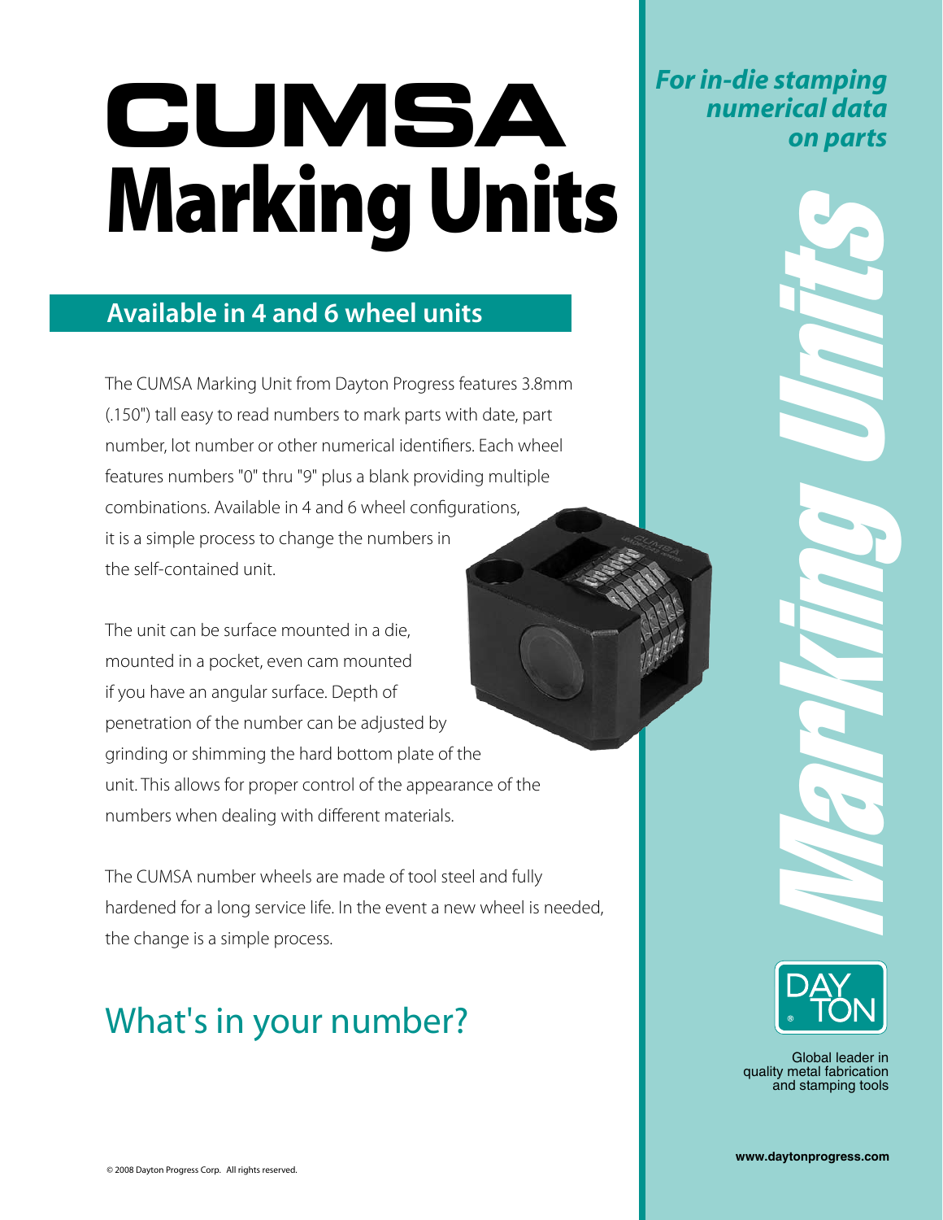# CUMSA Marking Units

*For in-die stamping numerical data on parts*

## Available in 4 and 6 wheel units

The CUMSA Marking Unit from Dayton Progress features 3.8mm (.150") tall easy to read numbers to mark parts with date, part number, lot number or other numerical identifiers. Each wheel features numbers "0" thru "9" plus a blank providing multiple combinations. Available in 4 and 6 wheel configurations, it is a simple process to change the numbers in the self-contained unit.

The unit can be surface mounted in a die, mounted in a pocket, even cam mounted if you have an angular surface. Depth of penetration of the number can be adjusted by grinding or shimming the hard bottom plate of the unit. This allows for proper control of the appearance of the numbers when dealing with different materials.

The CUMSA number wheels are made of tool steel and fully hardened for a long service life. In the event a new wheel is needed, the change is a simple process.

## What's in your number?

*Marking Units*

DAYTON

Global leader in quality metal fabrication and stamping tools

www.daytonprogress.com

© 2008 Dayton Progress Corp. All rights reserved.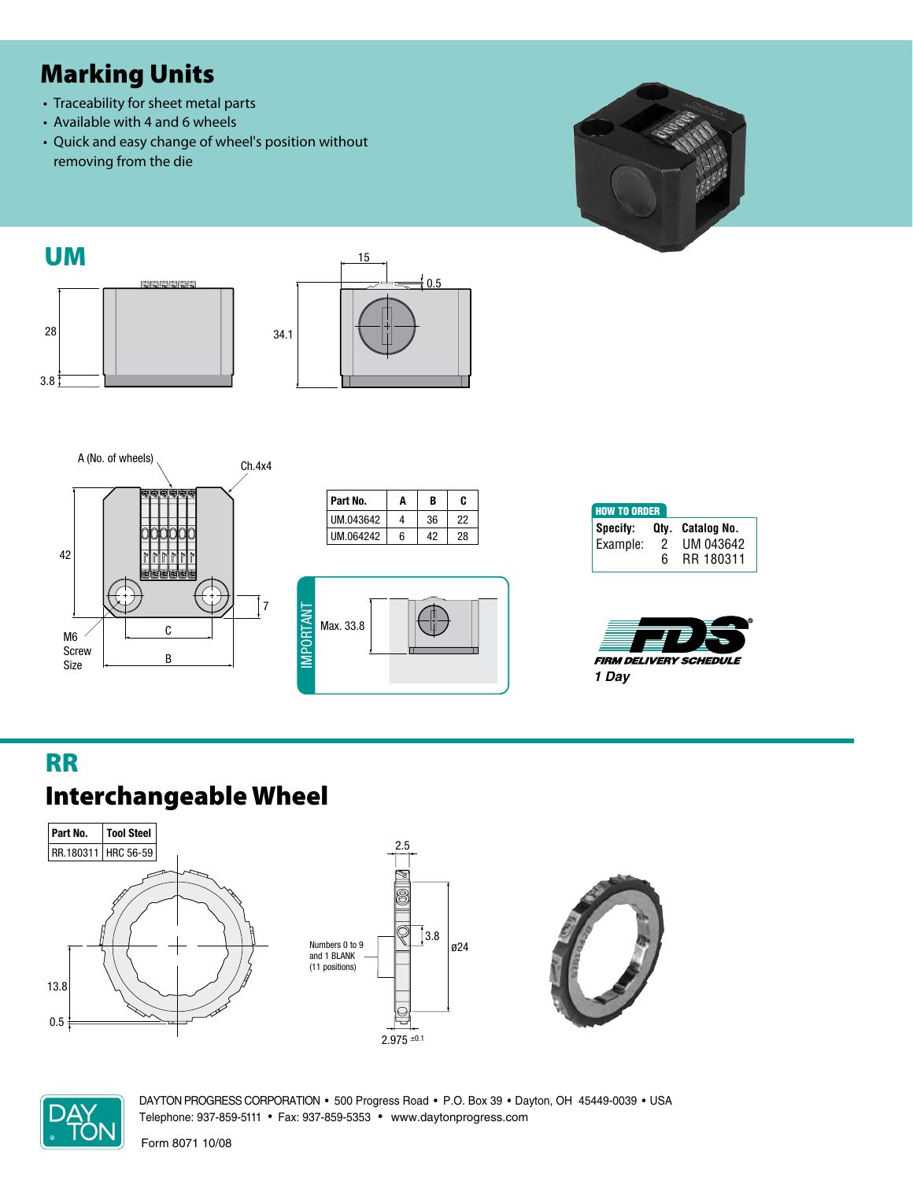# Marking Units

- Traceability for sheet metal parts
- Available with 4 and 6 wheels
- Quick and easy change of wheel's position without removing from the die

## UM

15

0.5

28

3.8

34.1

A (No. of wheels)

Ch.4x4

42

7

M6 Screw Size

C

B

| Part No. | A | B | C |
|---|---|---|---|
| UM.043642 | 4 | 36 | 22 |
| UM.064242 | 6 | 42 | 28 |

IMPORTANT

Max. 33.8

**HOW TO ORDER**

| Specify: | Qty. | Catalog No. |
|---|---|---|
| Example: | 2 | UM 043642 |
| | 6 | RR 180311 |

FDS FIRM DELIVERY SCHEDULE

1 Day

## RR

## Interchangeable Wheel

| Part No. | Tool Steel |
|---|---|
| RR.180311 | HRC 56-59 |

13.8

0.5

2.5

Numbers 0 to 9 and 1 BLANK (11 positions)

3.8

ø24

2.975 ±0.1

DAYTON PROGRESS CORPORATION • 500 Progress Road • P.O. Box 39 • Dayton, OH 45449-0039 • USA
Telephone: 937-859-5111 • Fax: 937-859-5353 • www.daytonprogress.com

Form 8071 10/08